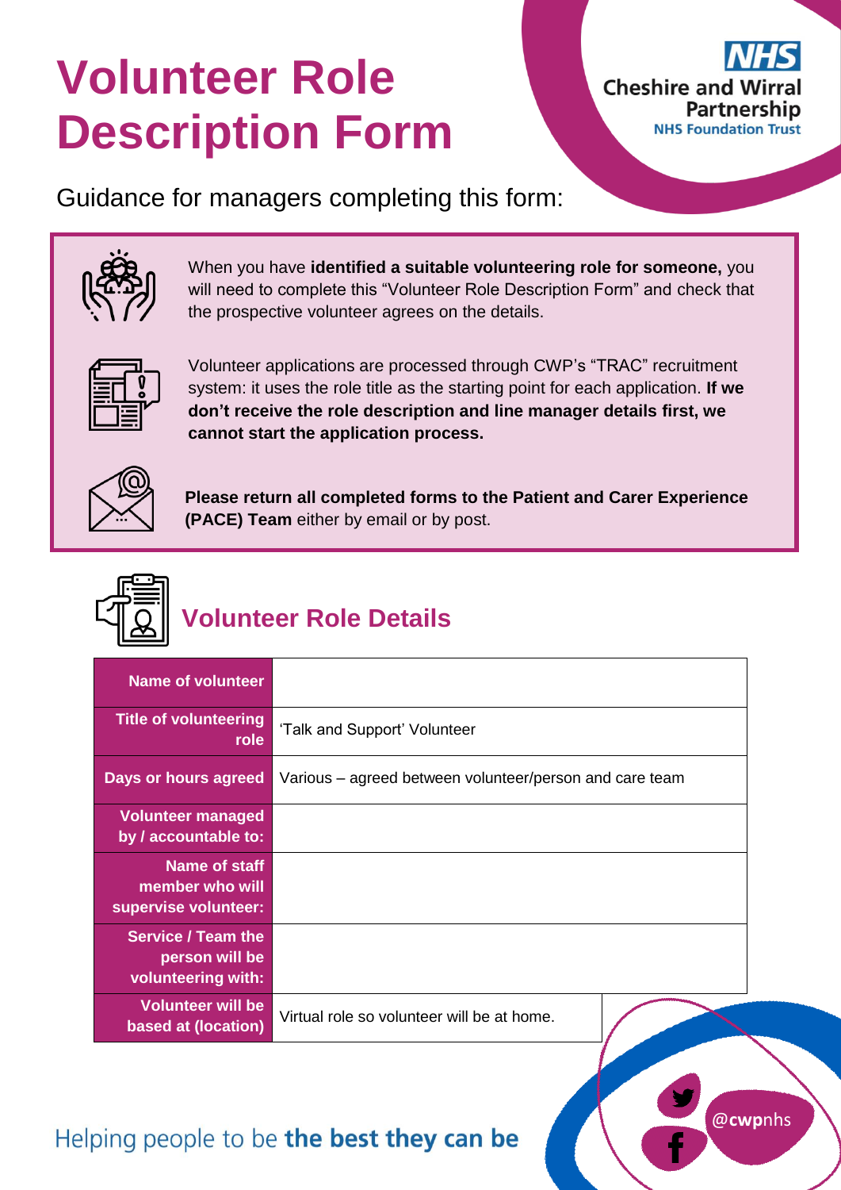# Volunteer Role Description Form

Cheshire and Wirral Partnership NHS Foundation Trust

Guidance for managers completing this form:

When you have **identified a suitable volunteering role for someone,** you will need to complete this "Volunteer Role Description Form" and check that the prospective volunteer agrees on the details.

Volunteer applications are processed through CWP's "TRAC" recruitment system: it uses the role title as the starting point for each application. **If we don't receive the role description and line manager details first, we cannot start the application process.**

**Please return all completed forms to the Patient and Carer Experience (PACE) Team** either by email or by post.

## Volunteer Role Details

| | |
|---|---|
| **Name of volunteer** | |
| **Title of volunteering role** | 'Talk and Support' Volunteer |
| **Days or hours agreed** | Various – agreed between volunteer/person and care team |
| **Volunteer managed by / accountable to:** | |
| **Name of staff member who will supervise volunteer:** | |
| **Service / Team the person will be volunteering with:** | |
| **Volunteer will be based at (location)** | Virtual role so volunteer will be at home. |

Helping people to be **the best they can be**

@cwpnhs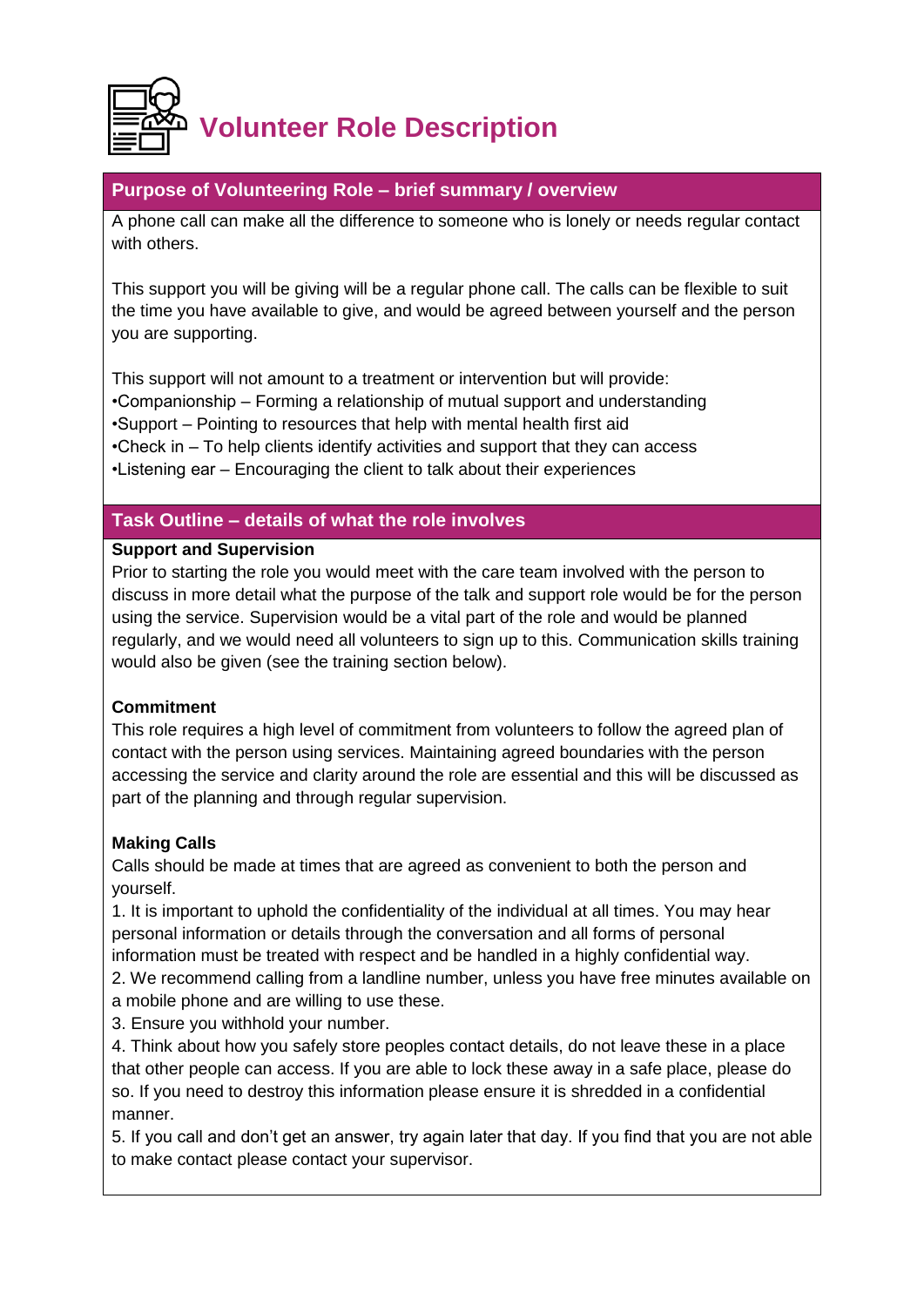# Volunteer Role Description

## Purpose of Volunteering Role – brief summary / overview

A phone call can make all the difference to someone who is lonely or needs regular contact with others.

This support you will be giving will be a regular phone call. The calls can be flexible to suit the time you have available to give, and would be agreed between yourself and the person you are supporting.

This support will not amount to a treatment or intervention but will provide:
•Companionship – Forming a relationship of mutual support and understanding
•Support – Pointing to resources that help with mental health first aid
•Check in – To help clients identify activities and support that they can access
•Listening ear – Encouraging the client to talk about their experiences

## Task Outline – details of what the role involves

**Support and Supervision**

Prior to starting the role you would meet with the care team involved with the person to discuss in more detail what the purpose of the talk and support role would be for the person using the service. Supervision would be a vital part of the role and would be planned regularly, and we would need all volunteers to sign up to this. Communication skills training would also be given (see the training section below).

**Commitment**

This role requires a high level of commitment from volunteers to follow the agreed plan of contact with the person using services. Maintaining agreed boundaries with the person accessing the service and clarity around the role are essential and this will be discussed as part of the planning and through regular supervision.

**Making Calls**

Calls should be made at times that are agreed as convenient to both the person and yourself.

1. It is important to uphold the confidentiality of the individual at all times. You may hear personal information or details through the conversation and all forms of personal information must be treated with respect and be handled in a highly confidential way.
2. We recommend calling from a landline number, unless you have free minutes available on a mobile phone and are willing to use these.
3. Ensure you withhold your number.
4. Think about how you safely store peoples contact details, do not leave these in a place that other people can access. If you are able to lock these away in a safe place, please do so. If you need to destroy this information please ensure it is shredded in a confidential manner.
5. If you call and don't get an answer, try again later that day. If you find that you are not able to make contact please contact your supervisor.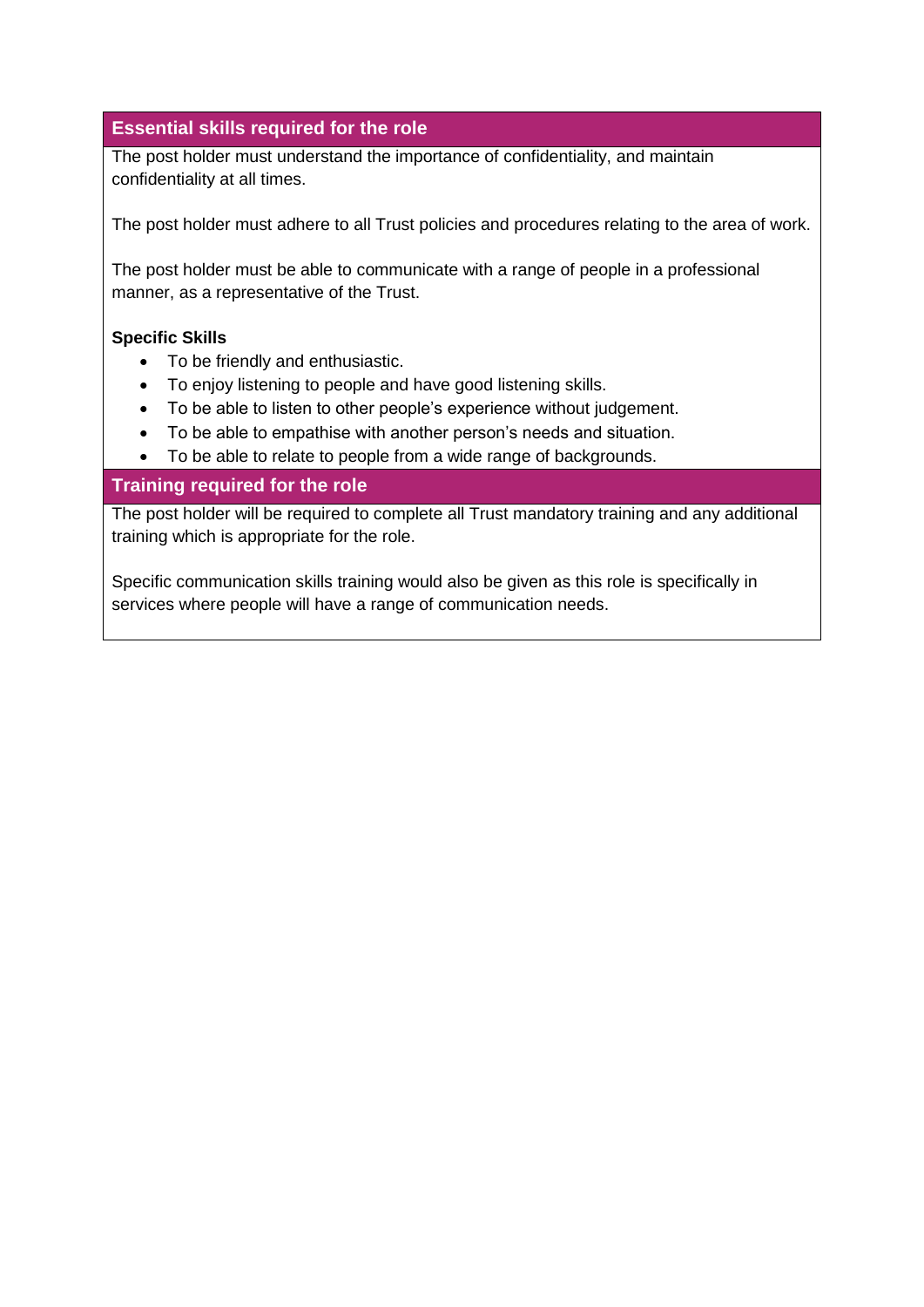## Essential skills required for the role

The post holder must understand the importance of confidentiality, and maintain confidentiality at all times.

The post holder must adhere to all Trust policies and procedures relating to the area of work.

The post holder must be able to communicate with a range of people in a professional manner, as a representative of the Trust.

**Specific Skills**

- To be friendly and enthusiastic.
- To enjoy listening to people and have good listening skills.
- To be able to listen to other people's experience without judgement.
- To be able to empathise with another person's needs and situation.
- To be able to relate to people from a wide range of backgrounds.

## Training required for the role

The post holder will be required to complete all Trust mandatory training and any additional training which is appropriate for the role.

Specific communication skills training would also be given as this role is specifically in services where people will have a range of communication needs.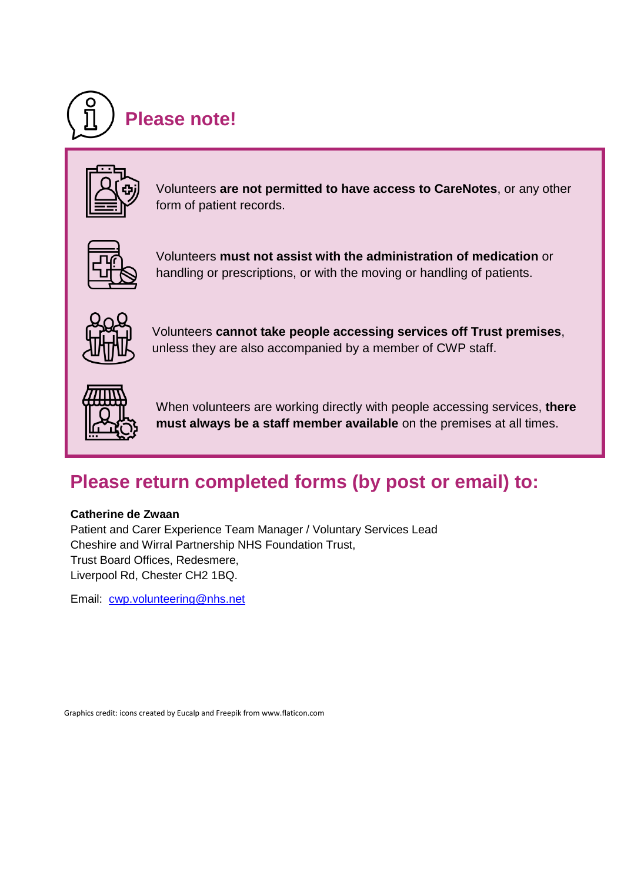# Please note!

Volunteers **are not permitted to have access to CareNotes**, or any other form of patient records.

Volunteers **must not assist with the administration of medication** or handling or prescriptions, or with the moving or handling of patients.

Volunteers **cannot take people accessing services off Trust premises**, unless they are also accompanied by a member of CWP staff.

When volunteers are working directly with people accessing services, **there must always be a staff member available** on the premises at all times.

## Please return completed forms (by post or email) to:

**Catherine de Zwaan**
Patient and Carer Experience Team Manager / Voluntary Services Lead
Cheshire and Wirral Partnership NHS Foundation Trust,
Trust Board Offices, Redesmere,
Liverpool Rd, Chester CH2 1BQ.

Email: cwp.volunteering@nhs.net

Graphics credit: icons created by Eucalp and Freepik from www.flaticon.com